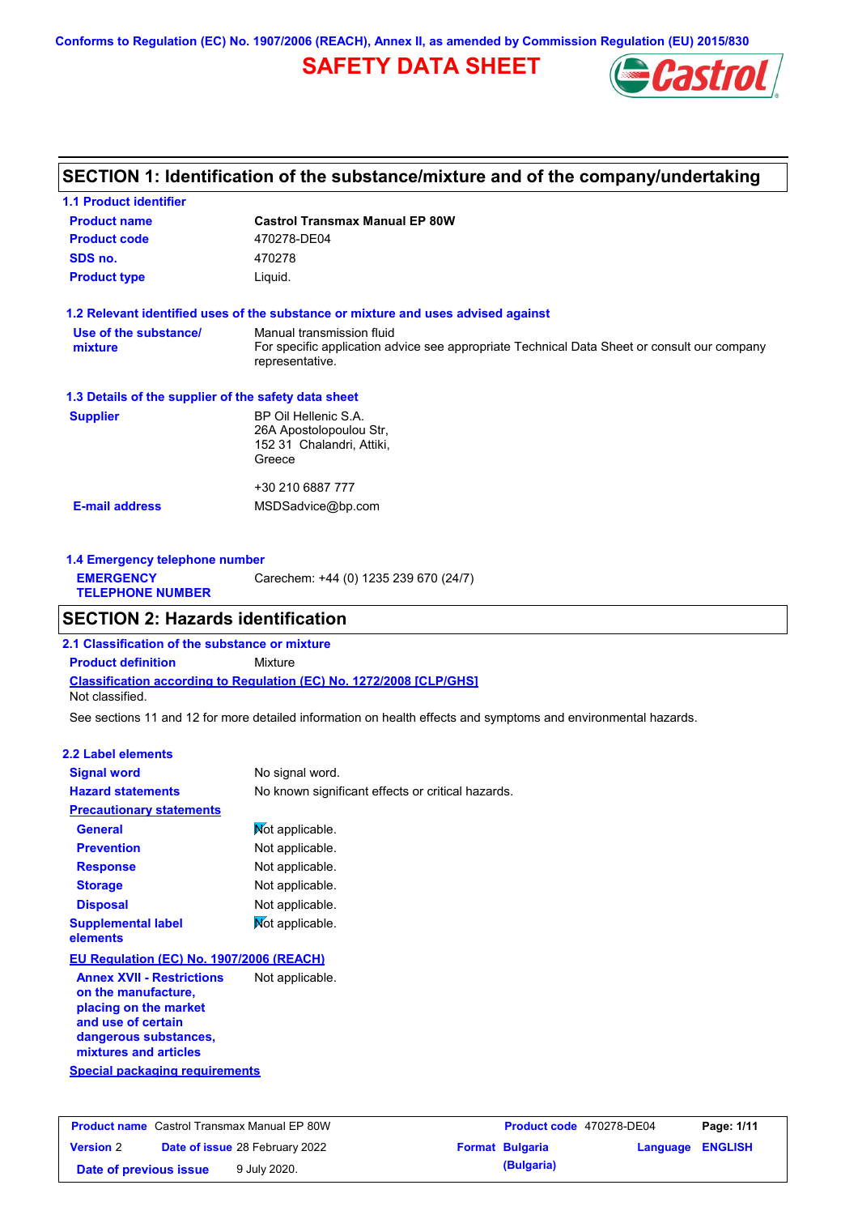Conforms to Regulation (EC) No. 1907/2006 (REACH), Annex II, as amended by Commission Regulation (EU) 2015/830

# SAFETY DATA SHEET

## SECTION 1: Identification of the substance/mixture and of the company/undertaking

### 1.1 Product identifier

| | |
|---|---|
| **Product name** | **Castrol Transmax Manual EP 80W** |
| **Product code** | 470278-DE04 |
| **SDS no.** | 470278 |
| **Product type** | Liquid. |

### 1.2 Relevant identified uses of the substance or mixture and uses advised against

| | |
|---|---|
| **Use of the substance/ mixture** | Manual transmission fluid<br>For specific application advice see appropriate Technical Data Sheet or consult our company representative. |

### 1.3 Details of the supplier of the safety data sheet

| | |
|---|---|
| **Supplier** | BP Oil Hellenic S.A.<br>26A Apostolopoulou Str,<br>152 31 Chalandri, Attiki,<br>Greece<br><br>+30 210 6887 777 |
| **E-mail address** | MSDSadvice@bp.com |

### 1.4 Emergency telephone number

| | |
|---|---|
| **EMERGENCY TELEPHONE NUMBER** | Carechem: +44 (0) 1235 239 670 (24/7) |

## SECTION 2: Hazards identification

### 2.1 Classification of the substance or mixture

**Product definition** Mixture

**Classification according to Regulation (EC) No. 1272/2008 [CLP/GHS]**

Not classified.

See sections 11 and 12 for more detailed information on health effects and symptoms and environmental hazards.

### 2.2 Label elements

| | |
|---|---|
| **Signal word** | No signal word. |
| **Hazard statements** | No known significant effects or critical hazards. |
| **Precautionary statements** | |
| **General** | Not applicable. |
| **Prevention** | Not applicable. |
| **Response** | Not applicable. |
| **Storage** | Not applicable. |
| **Disposal** | Not applicable. |
| **Supplemental label elements** | Not applicable. |

**EU Regulation (EC) No. 1907/2006 (REACH)**

| | |
|---|---|
| **Annex XVII - Restrictions on the manufacture, placing on the market and use of certain dangerous substances, mixtures and articles** | Not applicable. |

**Special packaging requirements**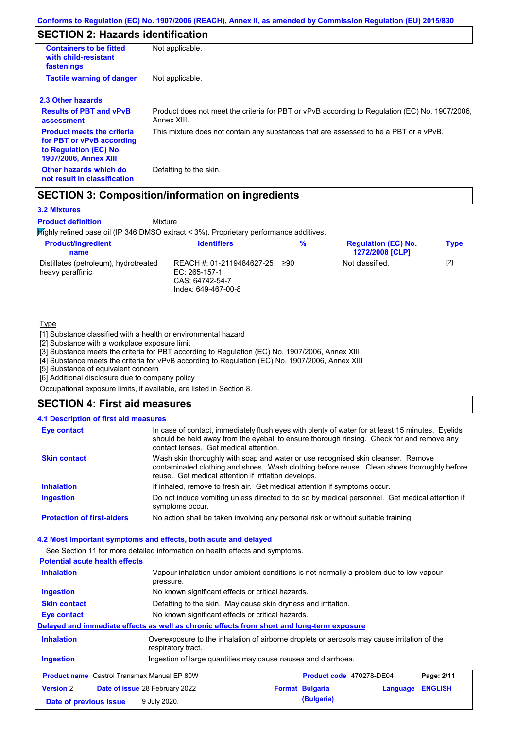## SECTION 2: Hazards identification

| | |
|---|---|
| **Containers to be fitted with child-resistant fastenings** | Not applicable. |
| **Tactile warning of danger** | Not applicable. |

### 2.3 Other hazards

| | |
|---|---|
| **Results of PBT and vPvB assessment** | Product does not meet the criteria for PBT or vPvB according to Regulation (EC) No. 1907/2006, Annex XIII. |
| **Product meets the criteria for PBT or vPvB according to Regulation (EC) No. 1907/2006, Annex XIII** | This mixture does not contain any substances that are assessed to be a PBT or a vPvB. |
| **Other hazards which do not result in classification** | Defatting to the skin. |

## SECTION 3: Composition/information on ingredients

### 3.2 Mixtures

**Product definition** Mixture

Highly refined base oil (IP 346 DMSO extract < 3%). Proprietary performance additives.

| Product/ingredient name | Identifiers | % | Regulation (EC) No. 1272/2008 [CLP] | Type |
|---|---|---|---|---|
| Distillates (petroleum), hydrotreated heavy paraffinic | REACH #: 01-2119484627-25<br>EC: 265-157-1<br>CAS: 64742-54-7<br>Index: 649-467-00-8 | ≥90 | Not classified. | [2] |

Type

[1] Substance classified with a health or environmental hazard
[2] Substance with a workplace exposure limit
[3] Substance meets the criteria for PBT according to Regulation (EC) No. 1907/2006, Annex XIII
[4] Substance meets the criteria for vPvB according to Regulation (EC) No. 1907/2006, Annex XIII
[5] Substance of equivalent concern
[6] Additional disclosure due to company policy

Occupational exposure limits, if available, are listed in Section 8.

## SECTION 4: First aid measures

### 4.1 Description of first aid measures

| | |
|---|---|
| **Eye contact** | In case of contact, immediately flush eyes with plenty of water for at least 15 minutes. Eyelids should be held away from the eyeball to ensure thorough rinsing. Check for and remove any contact lenses. Get medical attention. |
| **Skin contact** | Wash skin thoroughly with soap and water or use recognised skin cleanser. Remove contaminated clothing and shoes. Wash clothing before reuse. Clean shoes thoroughly before reuse. Get medical attention if irritation develops. |
| **Inhalation** | If inhaled, remove to fresh air. Get medical attention if symptoms occur. |
| **Ingestion** | Do not induce vomiting unless directed to do so by medical personnel. Get medical attention if symptoms occur. |
| **Protection of first-aiders** | No action shall be taken involving any personal risk or without suitable training. |

### 4.2 Most important symptoms and effects, both acute and delayed

See Section 11 for more detailed information on health effects and symptoms.

**Potential acute health effects**

| | |
|---|---|
| **Inhalation** | Vapour inhalation under ambient conditions is not normally a problem due to low vapour pressure. |
| **Ingestion** | No known significant effects or critical hazards. |
| **Skin contact** | Defatting to the skin. May cause skin dryness and irritation. |
| **Eye contact** | No known significant effects or critical hazards. |

**Delayed and immediate effects as well as chronic effects from short and long-term exposure**

| | |
|---|---|
| **Inhalation** | Overexposure to the inhalation of airborne droplets or aerosols may cause irritation of the respiratory tract. |
| **Ingestion** | Ingestion of large quantities may cause nausea and diarrhoea. |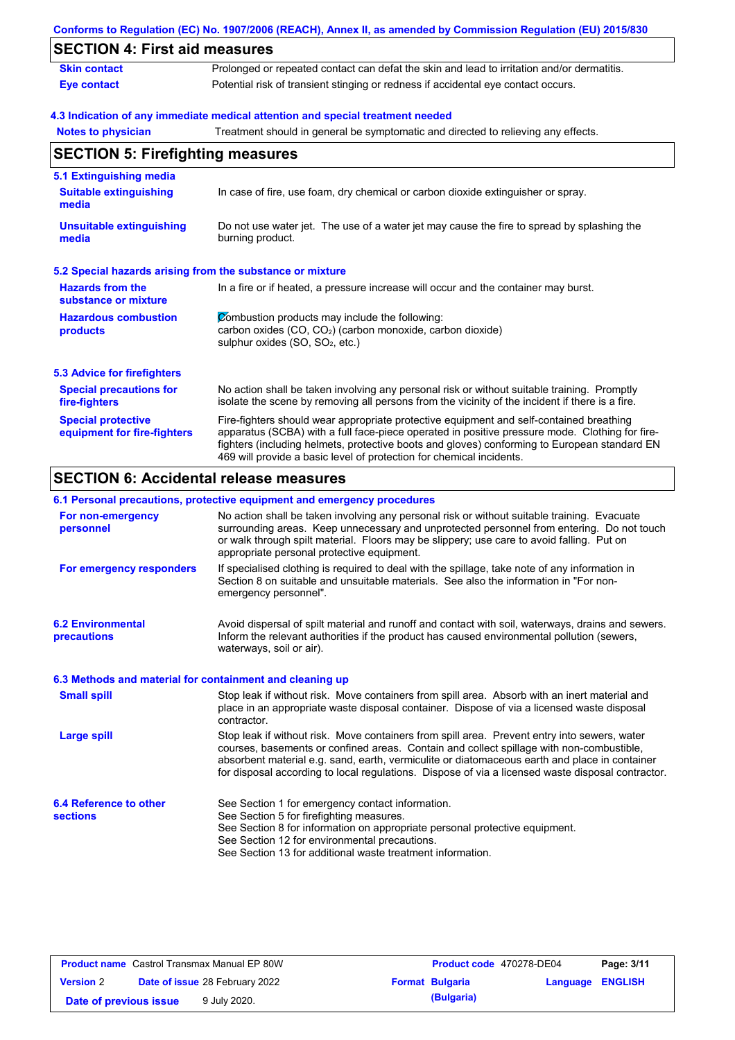## SECTION 4: First aid measures

| | |
|---|---|
| **Skin contact** | Prolonged or repeated contact can defat the skin and lead to irritation and/or dermatitis. |
| **Eye contact** | Potential risk of transient stinging or redness if accidental eye contact occurs. |

### 4.3 Indication of any immediate medical attention and special treatment needed

| | |
|---|---|
| **Notes to physician** | Treatment should in general be symptomatic and directed to relieving any effects. |

## SECTION 5: Firefighting measures

### 5.1 Extinguishing media

| | |
|---|---|
| **Suitable extinguishing media** | In case of fire, use foam, dry chemical or carbon dioxide extinguisher or spray. |
| **Unsuitable extinguishing media** | Do not use water jet. The use of a water jet may cause the fire to spread by splashing the burning product. |

### 5.2 Special hazards arising from the substance or mixture

| | |
|---|---|
| **Hazards from the substance or mixture** | In a fire or if heated, a pressure increase will occur and the container may burst. |
| **Hazardous combustion products** | Combustion products may include the following:<br>carbon oxides (CO, $CO_2$) (carbon monoxide, carbon dioxide)<br>sulphur oxides (SO, $SO_2$, etc.) |

### 5.3 Advice for firefighters

| | |
|---|---|
| **Special precautions for fire-fighters** | No action shall be taken involving any personal risk or without suitable training. Promptly isolate the scene by removing all persons from the vicinity of the incident if there is a fire. |
| **Special protective equipment for fire-fighters** | Fire-fighters should wear appropriate protective equipment and self-contained breathing apparatus (SCBA) with a full face-piece operated in positive pressure mode. Clothing for fire-fighters (including helmets, protective boots and gloves) conforming to European standard EN 469 will provide a basic level of protection for chemical incidents. |

## SECTION 6: Accidental release measures

### 6.1 Personal precautions, protective equipment and emergency procedures

| | |
|---|---|
| **For non-emergency personnel** | No action shall be taken involving any personal risk or without suitable training. Evacuate surrounding areas. Keep unnecessary and unprotected personnel from entering. Do not touch or walk through spilt material. Floors may be slippery; use care to avoid falling. Put on appropriate personal protective equipment. |
| **For emergency responders** | If specialised clothing is required to deal with the spillage, take note of any information in Section 8 on suitable and unsuitable materials. See also the information in "For non-emergency personnel". |

| | |
|---|---|
| **6.2 Environmental precautions** | Avoid dispersal of spilt material and runoff and contact with soil, waterways, drains and sewers. Inform the relevant authorities if the product has caused environmental pollution (sewers, waterways, soil or air). |

### 6.3 Methods and material for containment and cleaning up

| | |
|---|---|
| **Small spill** | Stop leak if without risk. Move containers from spill area. Absorb with an inert material and place in an appropriate waste disposal container. Dispose of via a licensed waste disposal contractor. |
| **Large spill** | Stop leak if without risk. Move containers from spill area. Prevent entry into sewers, water courses, basements or confined areas. Contain and collect spillage with non-combustible, absorbent material e.g. sand, earth, vermiculite or diatomaceous earth and place in container for disposal according to local regulations. Dispose of via a licensed waste disposal contractor. |

| | |
|---|---|
| **6.4 Reference to other sections** | See Section 1 for emergency contact information.<br>See Section 5 for firefighting measures.<br>See Section 8 for information on appropriate personal protective equipment.<br>See Section 12 for environmental precautions.<br>See Section 13 for additional waste treatment information. |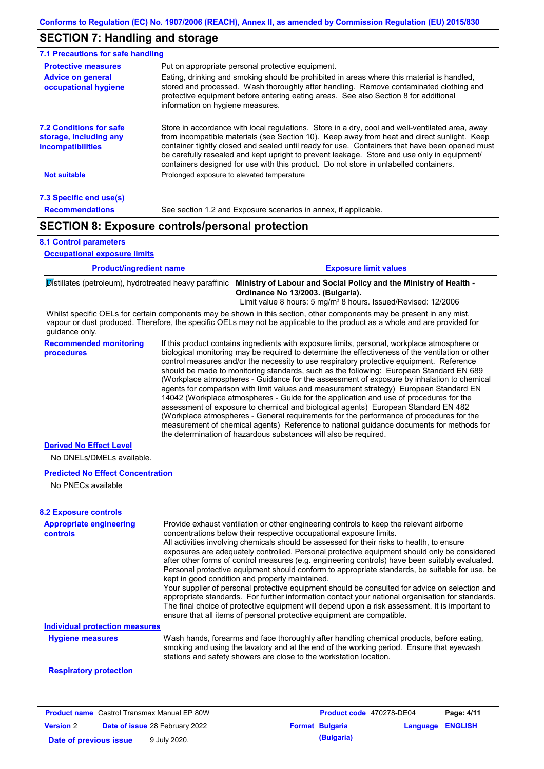## SECTION 7: Handling and storage

### 7.1 Precautions for safe handling

**Protective measures**
Put on appropriate personal protective equipment.

**Advice on general occupational hygiene**
Eating, drinking and smoking should be prohibited in areas where this material is handled, stored and processed. Wash thoroughly after handling. Remove contaminated clothing and protective equipment before entering eating areas. See also Section 8 for additional information on hygiene measures.

**7.2 Conditions for safe storage, including any incompatibilities**
Store in accordance with local regulations. Store in a dry, cool and well-ventilated area, away from incompatible materials (see Section 10). Keep away from heat and direct sunlight. Keep container tightly closed and sealed until ready for use. Containers that have been opened must be carefully resealed and kept upright to prevent leakage. Store and use only in equipment/ containers designed for use with this product. Do not store in unlabelled containers.

**Not suitable**
Prolonged exposure to elevated temperature

### 7.3 Specific end use(s)

**Recommendations**
See section 1.2 and Exposure scenarios in annex, if applicable.

## SECTION 8: Exposure controls/personal protection

### 8.1 Control parameters

**Occupational exposure limits**

| Product/ingredient name | Exposure limit values |
|---|---|
| Distillates (petroleum), hydrotreated heavy paraffinic | **Ministry of Labour and Social Policy and the Ministry of Health - Ordinance No 13/2003. (Bulgaria).** Limit value 8 hours: 5 mg/m³ 8 hours. Issued/Revised: 12/2006 |

Whilst specific OELs for certain components may be shown in this section, other components may be present in any mist, vapour or dust produced. Therefore, the specific OELs may not be applicable to the product as a whole and are provided for guidance only.

**Recommended monitoring procedures**
If this product contains ingredients with exposure limits, personal, workplace atmosphere or biological monitoring may be required to determine the effectiveness of the ventilation or other control measures and/or the necessity to use respiratory protective equipment. Reference should be made to monitoring standards, such as the following: European Standard EN 689 (Workplace atmospheres - Guidance for the assessment of exposure by inhalation to chemical agents for comparison with limit values and measurement strategy) European Standard EN 14042 (Workplace atmospheres - Guide for the application and use of procedures for the assessment of exposure to chemical and biological agents) European Standard EN 482 (Workplace atmospheres - General requirements for the performance of procedures for the measurement of chemical agents) Reference to national guidance documents for methods for the determination of hazardous substances will also be required.

**Derived No Effect Level**

No DNELs/DMELs available.

**Predicted No Effect Concentration**

No PNECs available

### 8.2 Exposure controls

**Appropriate engineering controls**
Provide exhaust ventilation or other engineering controls to keep the relevant airborne concentrations below their respective occupational exposure limits.
All activities involving chemicals should be assessed for their risks to health, to ensure exposures are adequately controlled. Personal protective equipment should only be considered after other forms of control measures (e.g. engineering controls) have been suitably evaluated. Personal protective equipment should conform to appropriate standards, be suitable for use, be kept in good condition and properly maintained.
Your supplier of personal protective equipment should be consulted for advice on selection and appropriate standards. For further information contact your national organisation for standards. The final choice of protective equipment will depend upon a risk assessment. It is important to ensure that all items of personal protective equipment are compatible.

**Individual protection measures**

**Hygiene measures**
Wash hands, forearms and face thoroughly after handling chemical products, before eating, smoking and using the lavatory and at the end of the working period. Ensure that eyewash stations and safety showers are close to the workstation location.

**Respiratory protection**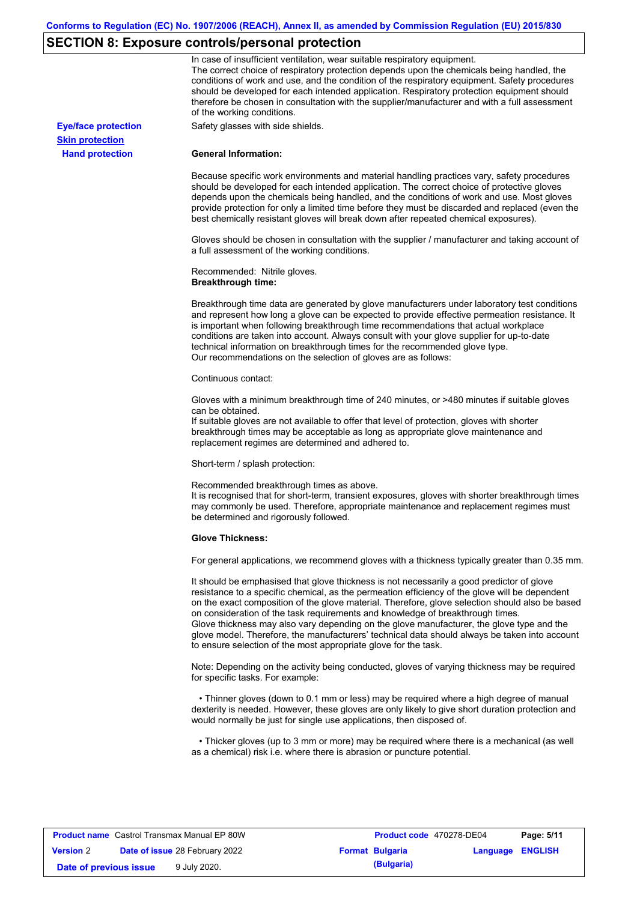## SECTION 8: Exposure controls/personal protection

In case of insufficient ventilation, wear suitable respiratory equipment.
The correct choice of respiratory protection depends upon the chemicals being handled, the conditions of work and use, and the condition of the respiratory equipment. Safety procedures should be developed for each intended application. Respiratory protection equipment should therefore be chosen in consultation with the supplier/manufacturer and with a full assessment of the working conditions.

**Eye/face protection**

Safety glasses with side shields.

**Skin protection**

**Hand protection**

**General Information:**

Because specific work environments and material handling practices vary, safety procedures should be developed for each intended application. The correct choice of protective gloves depends upon the chemicals being handled, and the conditions of work and use. Most gloves provide protection for only a limited time before they must be discarded and replaced (even the best chemically resistant gloves will break down after repeated chemical exposures).

Gloves should be chosen in consultation with the supplier / manufacturer and taking account of a full assessment of the working conditions.

Recommended: Nitrile gloves.
**Breakthrough time:**

Breakthrough time data are generated by glove manufacturers under laboratory test conditions and represent how long a glove can be expected to provide effective permeation resistance. It is important when following breakthrough time recommendations that actual workplace conditions are taken into account. Always consult with your glove supplier for up-to-date technical information on breakthrough times for the recommended glove type.
Our recommendations on the selection of gloves are as follows:

Continuous contact:

Gloves with a minimum breakthrough time of 240 minutes, or >480 minutes if suitable gloves can be obtained.
If suitable gloves are not available to offer that level of protection, gloves with shorter breakthrough times may be acceptable as long as appropriate glove maintenance and replacement regimes are determined and adhered to.

Short-term / splash protection:

Recommended breakthrough times as above.
It is recognised that for short-term, transient exposures, gloves with shorter breakthrough times may commonly be used. Therefore, appropriate maintenance and replacement regimes must be determined and rigorously followed.

**Glove Thickness:**

For general applications, we recommend gloves with a thickness typically greater than 0.35 mm.

It should be emphasised that glove thickness is not necessarily a good predictor of glove resistance to a specific chemical, as the permeation efficiency of the glove will be dependent on the exact composition of the glove material. Therefore, glove selection should also be based on consideration of the task requirements and knowledge of breakthrough times.
Glove thickness may also vary depending on the glove manufacturer, the glove type and the glove model. Therefore, the manufacturers' technical data should always be taken into account to ensure selection of the most appropriate glove for the task.

Note: Depending on the activity being conducted, gloves of varying thickness may be required for specific tasks. For example:

- Thinner gloves (down to 0.1 mm or less) may be required where a high degree of manual dexterity is needed. However, these gloves are only likely to give short duration protection and would normally be just for single use applications, then disposed of.

- Thicker gloves (up to 3 mm or more) may be required where there is a mechanical (as well as a chemical) risk i.e. where there is abrasion or puncture potential.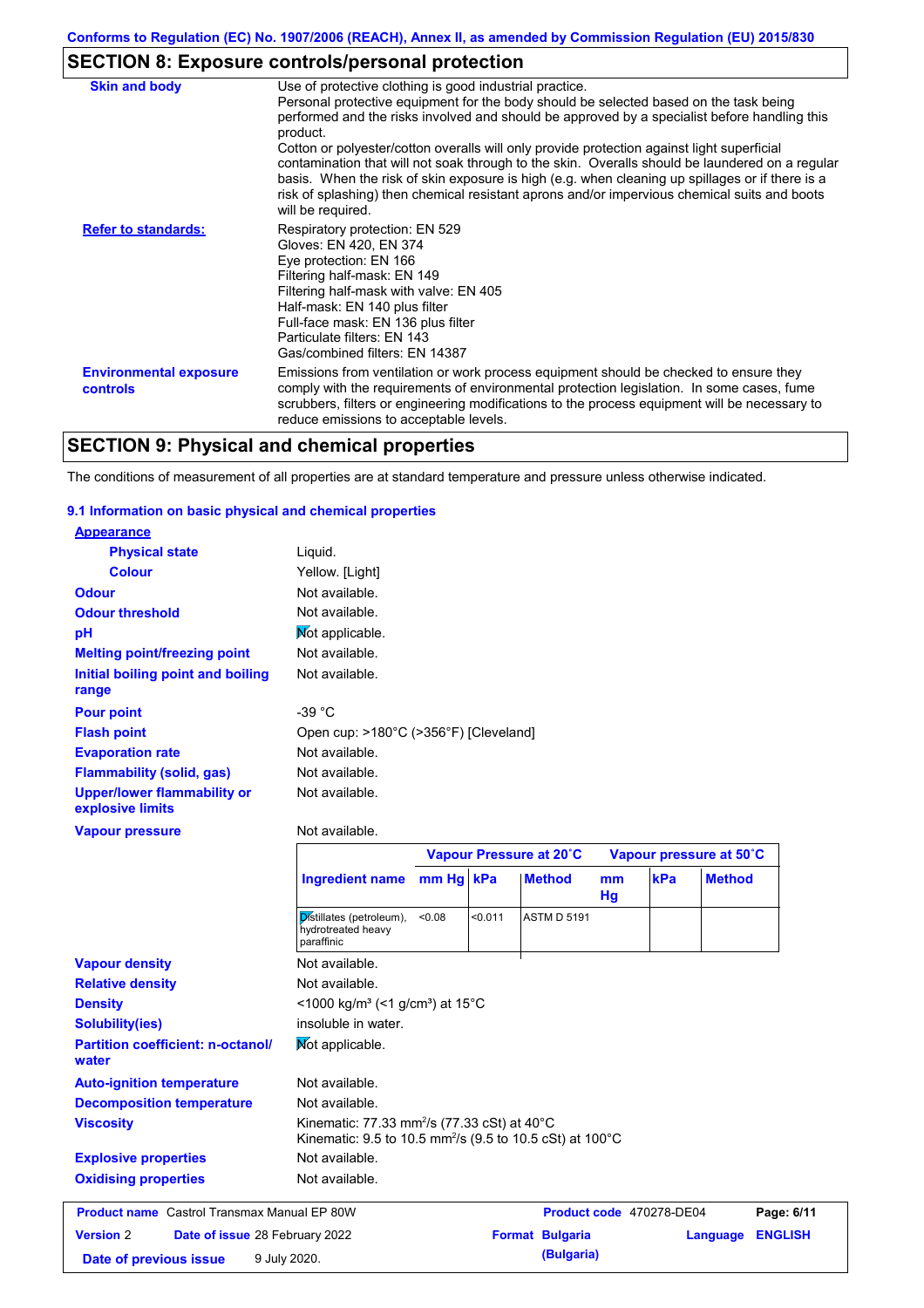Conforms to Regulation (EC) No. 1907/2006 (REACH), Annex II, as amended by Commission Regulation (EU) 2015/830

## SECTION 8: Exposure controls/personal protection

**Skin and body**

Use of protective clothing is good industrial practice.
Personal protective equipment for the body should be selected based on the task being performed and the risks involved and should be approved by a specialist before handling this product.
Cotton or polyester/cotton overalls will only provide protection against light superficial contamination that will not soak through to the skin. Overalls should be laundered on a regular basis. When the risk of skin exposure is high (e.g. when cleaning up spillages or if there is a risk of splashing) then chemical resistant aprons and/or impervious chemical suits and boots will be required.

**Refer to standards:**

Respiratory protection: EN 529
Gloves: EN 420, EN 374
Eye protection: EN 166
Filtering half-mask: EN 149
Filtering half-mask with valve: EN 405
Half-mask: EN 140 plus filter
Full-face mask: EN 136 plus filter
Particulate filters: EN 143
Gas/combined filters: EN 14387

**Environmental exposure controls**

Emissions from ventilation or work process equipment should be checked to ensure they comply with the requirements of environmental protection legislation. In some cases, fume scrubbers, filters or engineering modifications to the process equipment will be necessary to reduce emissions to acceptable levels.

## SECTION 9: Physical and chemical properties

The conditions of measurement of all properties are at standard temperature and pressure unless otherwise indicated.

### 9.1 Information on basic physical and chemical properties

**Appearance**

| | |
|---|---|
| **Physical state** | Liquid. |
| **Colour** | Yellow. [Light] |
| **Odour** | Not available. |
| **Odour threshold** | Not available. |
| **pH** | Not applicable. |
| **Melting point/freezing point** | Not available. |
| **Initial boiling point and boiling range** | Not available. |
| **Pour point** | -39 °C |
| **Flash point** | Open cup: >180°C (>356°F) [Cleveland] |
| **Evaporation rate** | Not available. |
| **Flammability (solid, gas)** | Not available. |
| **Upper/lower flammability or explosive limits** | Not available. |
| **Vapour pressure** | Not available. |

| | Vapour Pressure at 20˚C | | | Vapour pressure at 50˚C | | |
|---|---|---|---|---|---|---|
| **Ingredient name** | **mm Hg** | **kPa** | **Method** | **mm Hg** | **kPa** | **Method** |
| Distillates (petroleum), hydrotreated heavy paraffinic | <0.08 | <0.011 | ASTM D 5191 | | | |

| | |
|---|---|
| **Vapour density** | Not available. |
| **Relative density** | Not available. |
| **Density** | <1000 kg/m³ (<1 g/cm³) at 15°C |
| **Solubility(ies)** | insoluble in water. |
| **Partition coefficient: n-octanol/water** | Not applicable. |
| **Auto-ignition temperature** | Not available. |
| **Decomposition temperature** | Not available. |
| **Viscosity** | Kinematic: 77.33 mm²/s (77.33 cSt) at 40°C<br>Kinematic: 9.5 to 10.5 mm²/s (9.5 to 10.5 cSt) at 100°C |
| **Explosive properties** | Not available. |
| **Oxidising properties** | Not available. |

| | | | |
|---|---|---|---|
| **Product name** Castrol Transmax Manual EP 80W | | **Product code** 470278-DE04 | |
| **Version** 2 | **Date of issue** 28 February 2022 | **Format** Bulgaria (Bulgaria) | **Language** ENGLISH |
| **Date of previous issue** | 9 July 2020. | | |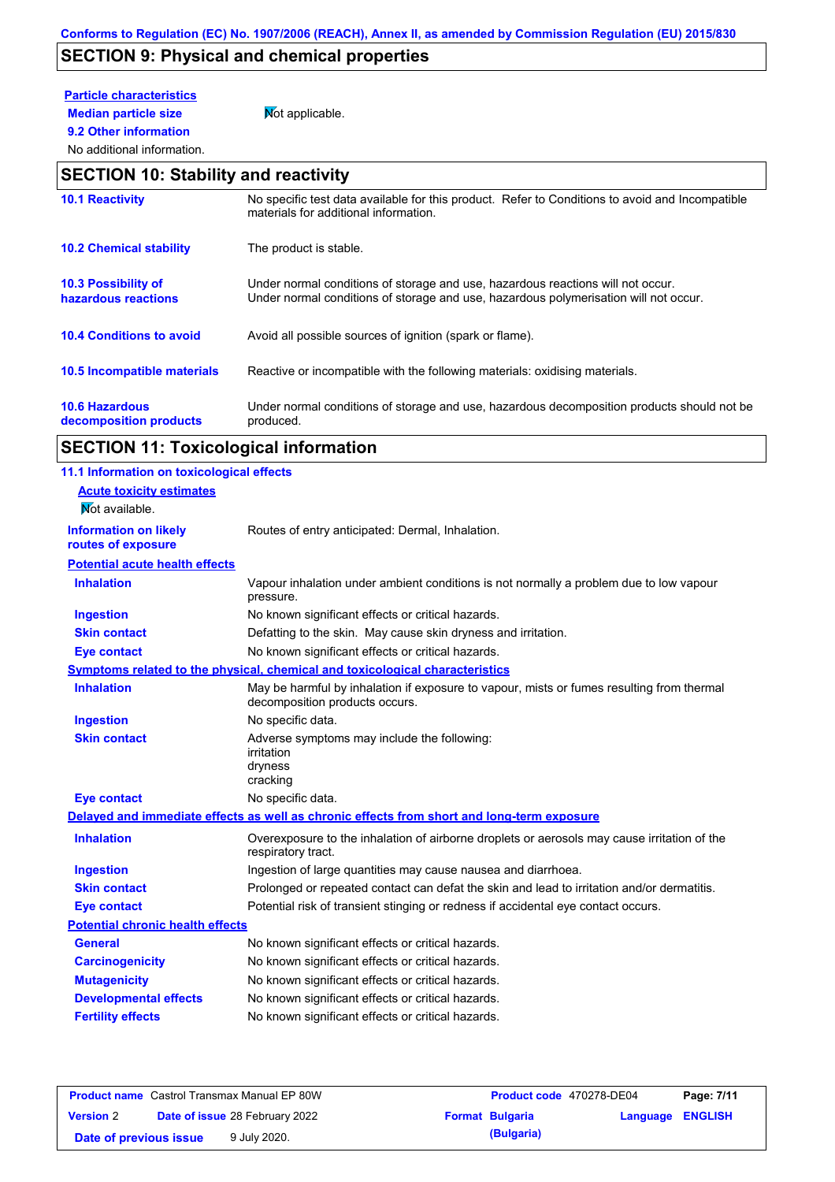## SECTION 9: Physical and chemical properties

**Particle characteristics**

**Median particle size** Not applicable.

**9.2 Other information**

No additional information.

## SECTION 10: Stability and reactivity

| | |
|---|---|
| **10.1 Reactivity** | No specific test data available for this product. Refer to Conditions to avoid and Incompatible materials for additional information. |
| **10.2 Chemical stability** | The product is stable. |
| **10.3 Possibility of hazardous reactions** | Under normal conditions of storage and use, hazardous reactions will not occur. Under normal conditions of storage and use, hazardous polymerisation will not occur. |
| **10.4 Conditions to avoid** | Avoid all possible sources of ignition (spark or flame). |
| **10.5 Incompatible materials** | Reactive or incompatible with the following materials: oxidising materials. |
| **10.6 Hazardous decomposition products** | Under normal conditions of storage and use, hazardous decomposition products should not be produced. |

## SECTION 11: Toxicological information

**11.1 Information on toxicological effects**

**Acute toxicity estimates**

Not available.

**Information on likely routes of exposure** Routes of entry anticipated: Dermal, Inhalation.

**Potential acute health effects**

| | |
|---|---|
| **Inhalation** | Vapour inhalation under ambient conditions is not normally a problem due to low vapour pressure. |
| **Ingestion** | No known significant effects or critical hazards. |
| **Skin contact** | Defatting to the skin. May cause skin dryness and irritation. |
| **Eye contact** | No known significant effects or critical hazards. |

**Symptoms related to the physical, chemical and toxicological characteristics**

| | |
|---|---|
| **Inhalation** | May be harmful by inhalation if exposure to vapour, mists or fumes resulting from thermal decomposition products occurs. |
| **Ingestion** | No specific data. |
| **Skin contact** | Adverse symptoms may include the following: irritation dryness cracking |
| **Eye contact** | No specific data. |

**Delayed and immediate effects as well as chronic effects from short and long-term exposure**

| | |
|---|---|
| **Inhalation** | Overexposure to the inhalation of airborne droplets or aerosols may cause irritation of the respiratory tract. |
| **Ingestion** | Ingestion of large quantities may cause nausea and diarrhoea. |
| **Skin contact** | Prolonged or repeated contact can defat the skin and lead to irritation and/or dermatitis. |
| **Eye contact** | Potential risk of transient stinging or redness if accidental eye contact occurs. |

**Potential chronic health effects**

| | |
|---|---|
| **General** | No known significant effects or critical hazards. |
| **Carcinogenicity** | No known significant effects or critical hazards. |
| **Mutagenicity** | No known significant effects or critical hazards. |
| **Developmental effects** | No known significant effects or critical hazards. |
| **Fertility effects** | No known significant effects or critical hazards. |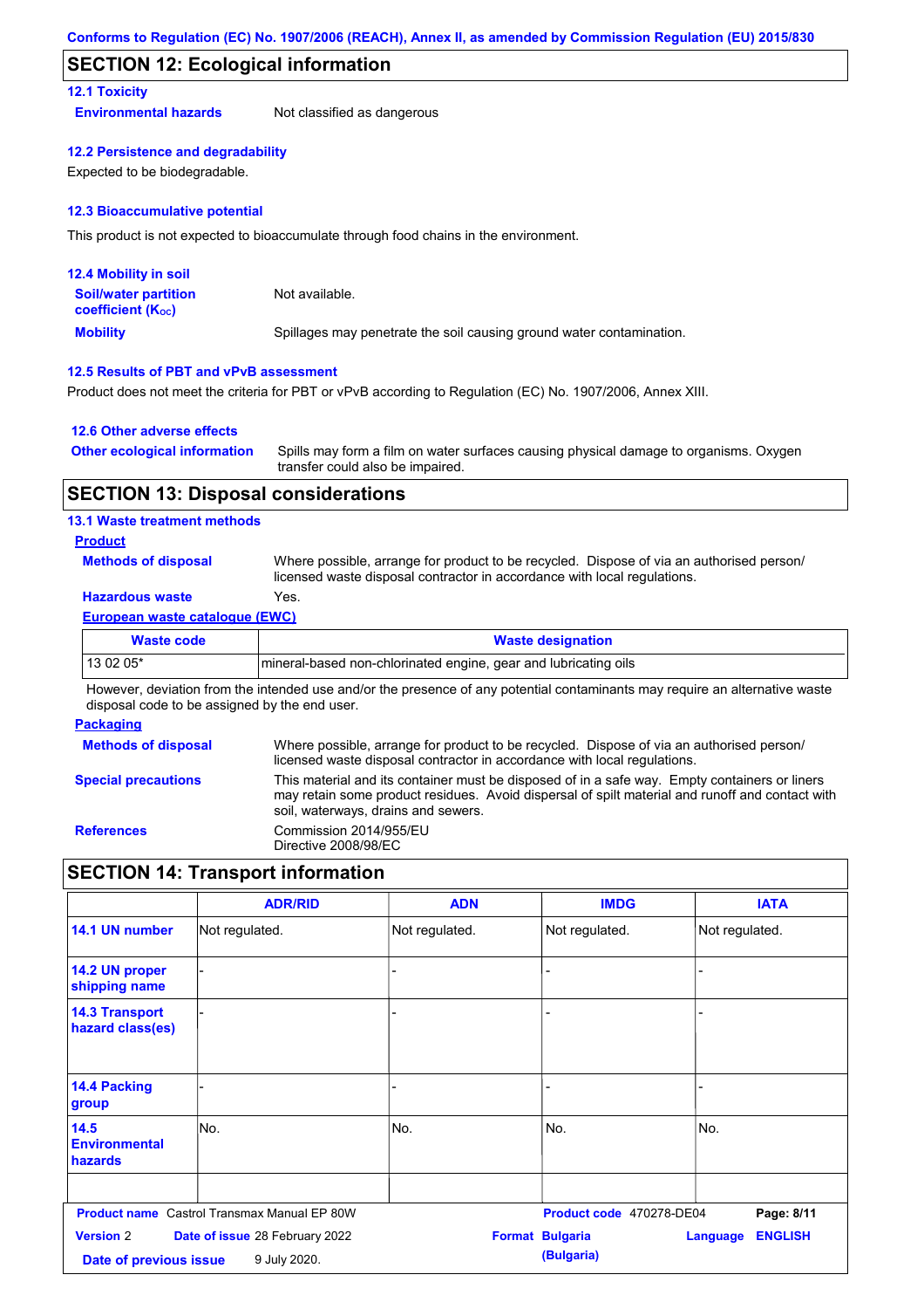## SECTION 12: Ecological information

### 12.1 Toxicity

**Environmental hazards** Not classified as dangerous

### 12.2 Persistence and degradability

Expected to be biodegradable.

### 12.3 Bioaccumulative potential

This product is not expected to bioaccumulate through food chains in the environment.

### 12.4 Mobility in soil

**Soil/water partition coefficient ($K_{OC}$)** Not available.

**Mobility** Spillages may penetrate the soil causing ground water contamination.

### 12.5 Results of PBT and vPvB assessment

Product does not meet the criteria for PBT or vPvB according to Regulation (EC) No. 1907/2006, Annex XIII.

### 12.6 Other adverse effects

**Other ecological information** Spills may form a film on water surfaces causing physical damage to organisms. Oxygen transfer could also be impaired.

## SECTION 13: Disposal considerations

### 13.1 Waste treatment methods

**Product**

**Methods of disposal** Where possible, arrange for product to be recycled. Dispose of via an authorised person/ licensed waste disposal contractor in accordance with local regulations.

**Hazardous waste** Yes.

**European waste catalogue (EWC)**

| Waste code | Waste designation |
|---|---|
| 13 02 05* | mineral-based non-chlorinated engine, gear and lubricating oils |

However, deviation from the intended use and/or the presence of any potential contaminants may require an alternative waste disposal code to be assigned by the end user.

**Packaging**

**Methods of disposal** Where possible, arrange for product to be recycled. Dispose of via an authorised person/ licensed waste disposal contractor in accordance with local regulations.

**Special precautions** This material and its container must be disposed of in a safe way. Empty containers or liners may retain some product residues. Avoid dispersal of spilt material and runoff and contact with soil, waterways, drains and sewers.

**References** Commission 2014/955/EU
Directive 2008/98/EC

## SECTION 14: Transport information

| | ADR/RID | ADN | IMDG | IATA |
|---|---|---|---|---|
| **14.1 UN number** | Not regulated. | Not regulated. | Not regulated. | Not regulated. |
| **14.2 UN proper shipping name** | - | - | - | - |
| **14.3 Transport hazard class(es)** | - | - | - | - |
| **14.4 Packing group** | - | - | - | - |
| **14.5 Environmental hazards** | No. | No. | No. | No. |
| | | | | |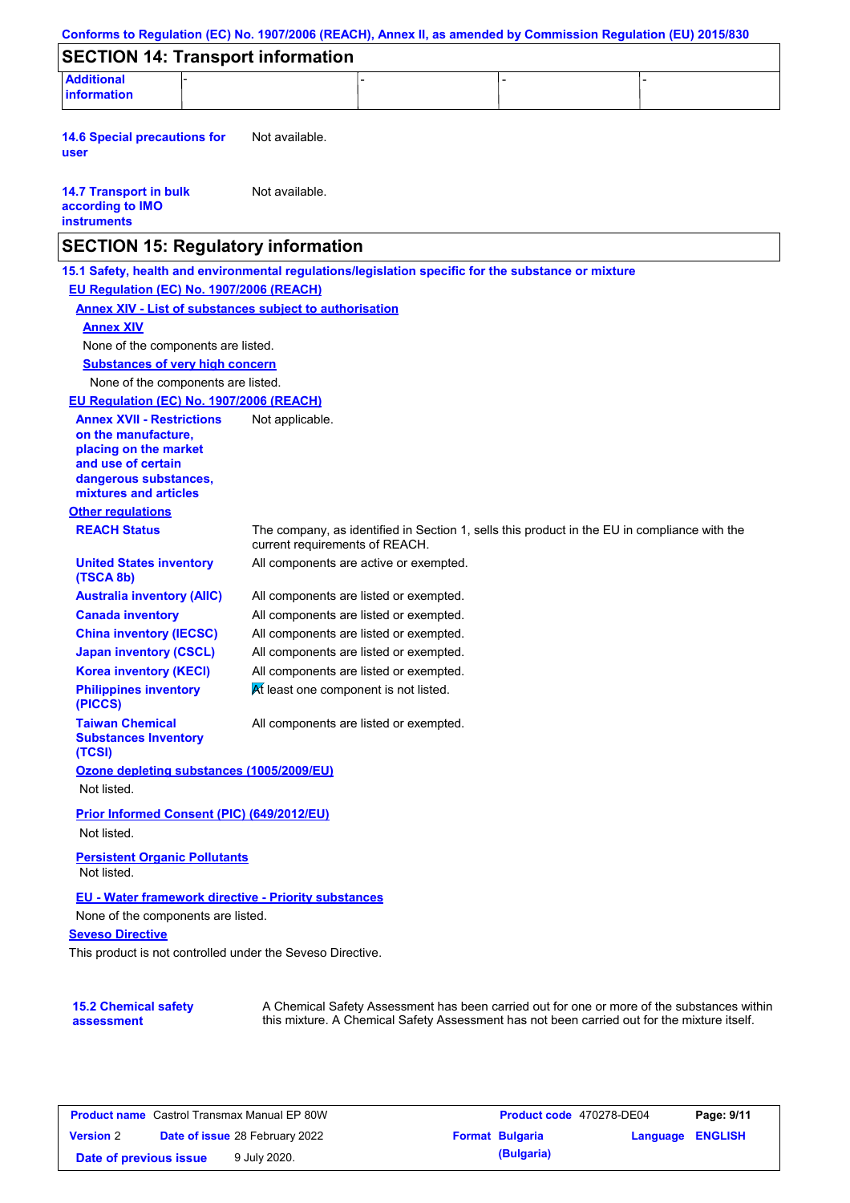Conforms to Regulation (EC) No. 1907/2006 (REACH), Annex II, as amended by Commission Regulation (EU) 2015/830

## SECTION 14: Transport information

| Additional information | - | - | - | - |
|---|---|---|---|---|

**14.6 Special precautions for user**: Not available.

**14.7 Transport in bulk according to IMO instruments**: Not available.

## SECTION 15: Regulatory information

**15.1 Safety, health and environmental regulations/legislation specific for the substance or mixture**

**EU Regulation (EC) No. 1907/2006 (REACH)**

**Annex XIV - List of substances subject to authorisation**

**Annex XIV**

None of the components are listed.

**Substances of very high concern**

None of the components are listed.

**EU Regulation (EC) No. 1907/2006 (REACH)**

**Annex XVII - Restrictions on the manufacture, placing on the market and use of certain dangerous substances, mixtures and articles**: Not applicable.

**Other regulations**

| | |
|---|---|
| **REACH Status** | The company, as identified in Section 1, sells this product in the EU in compliance with the current requirements of REACH. |
| **United States inventory (TSCA 8b)** | All components are active or exempted. |
| **Australia inventory (AIIC)** | All components are listed or exempted. |
| **Canada inventory** | All components are listed or exempted. |
| **China inventory (IECSC)** | All components are listed or exempted. |
| **Japan inventory (CSCL)** | All components are listed or exempted. |
| **Korea inventory (KECI)** | All components are listed or exempted. |
| **Philippines inventory (PICCS)** | At least one component is not listed. |
| **Taiwan Chemical Substances Inventory (TCSI)** | All components are listed or exempted. |

**Ozone depleting substances (1005/2009/EU)**

Not listed.

**Prior Informed Consent (PIC) (649/2012/EU)**

Not listed.

**Persistent Organic Pollutants**

Not listed.

**EU - Water framework directive - Priority substances**

None of the components are listed.

**Seveso Directive**

This product is not controlled under the Seveso Directive.

**15.2 Chemical safety assessment**: A Chemical Safety Assessment has been carried out for one or more of the substances within this mixture. A Chemical Safety Assessment has not been carried out for the mixture itself.

| **Product name** Castrol Transmax Manual EP 80W | **Product code** 470278-DE04 | |
|---|---|---|
| **Version** 2 **Date of issue** 28 February 2022 | **Format** Bulgaria (Bulgaria) | **Language** ENGLISH |
| **Date of previous issue** 9 July 2020. | | |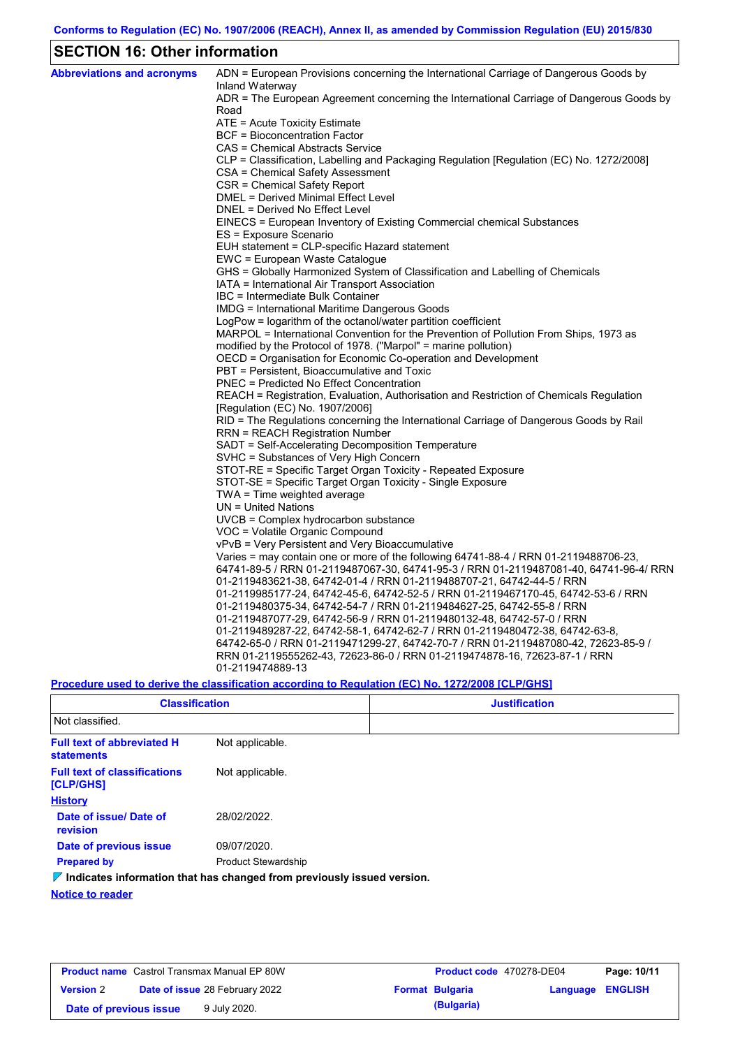Conforms to Regulation (EC) No. 1907/2006 (REACH), Annex II, as amended by Commission Regulation (EU) 2015/830

## SECTION 16: Other information

**Abbreviations and acronyms**

ADN = European Provisions concerning the International Carriage of Dangerous Goods by Inland Waterway
ADR = The European Agreement concerning the International Carriage of Dangerous Goods by Road
ATE = Acute Toxicity Estimate
BCF = Bioconcentration Factor
CAS = Chemical Abstracts Service
CLP = Classification, Labelling and Packaging Regulation [Regulation (EC) No. 1272/2008]
CSA = Chemical Safety Assessment
CSR = Chemical Safety Report
DMEL = Derived Minimal Effect Level
DNEL = Derived No Effect Level
EINECS = European Inventory of Existing Commercial chemical Substances
ES = Exposure Scenario
EUH statement = CLP-specific Hazard statement
EWC = European Waste Catalogue
GHS = Globally Harmonized System of Classification and Labelling of Chemicals
IATA = International Air Transport Association
IBC = Intermediate Bulk Container
IMDG = International Maritime Dangerous Goods
LogPow = logarithm of the octanol/water partition coefficient
MARPOL = International Convention for the Prevention of Pollution From Ships, 1973 as modified by the Protocol of 1978. ("Marpol" = marine pollution)
OECD = Organisation for Economic Co-operation and Development
PBT = Persistent, Bioaccumulative and Toxic
PNEC = Predicted No Effect Concentration
REACH = Registration, Evaluation, Authorisation and Restriction of Chemicals Regulation [Regulation (EC) No. 1907/2006]
RID = The Regulations concerning the International Carriage of Dangerous Goods by Rail
RRN = REACH Registration Number
SADT = Self-Accelerating Decomposition Temperature
SVHC = Substances of Very High Concern
STOT-RE = Specific Target Organ Toxicity - Repeated Exposure
STOT-SE = Specific Target Organ Toxicity - Single Exposure
TWA = Time weighted average
UN = United Nations
UVCB = Complex hydrocarbon substance
VOC = Volatile Organic Compound
vPvB = Very Persistent and Very Bioaccumulative
Varies = may contain one or more of the following 64741-88-4 / RRN 01-2119488706-23, 64741-89-5 / RRN 01-2119487067-30, 64741-95-3 / RRN 01-2119487081-40, 64741-96-4/ RRN 01-2119483621-38, 64742-01-4 / RRN 01-2119488707-21, 64742-44-5 / RRN 01-2119985177-24, 64742-45-6, 64742-52-5 / RRN 01-2119467170-45, 64742-53-6 / RRN 01-2119480375-34, 64742-54-7 / RRN 01-2119484627-25, 64742-55-8 / RRN 01-2119487077-29, 64742-56-9 / RRN 01-2119480132-48, 64742-57-0 / RRN 01-2119489287-22, 64742-58-1, 64742-62-7 / RRN 01-2119480472-38, 64742-63-8, 64742-65-0 / RRN 01-2119471299-27, 64742-70-7 / RRN 01-2119487080-42, 72623-85-9 / RRN 01-2119555262-43, 72623-86-0 / RRN 01-2119474878-16, 72623-87-1 / RRN 01-2119474889-13

**Procedure used to derive the classification according to Regulation (EC) No. 1272/2008 [CLP/GHS]**

| Classification | Justification |
|---|---|
| Not classified. | |

**Full text of abbreviated H statements**: Not applicable.

**Full text of classifications [CLP/GHS]**: Not applicable.

**History**

**Date of issue/ Date of revision**: 28/02/2022.

**Date of previous issue**: 09/07/2020.

**Prepared by**: Product Stewardship

**Indicates information that has changed from previously issued version.**

**Notice to reader**

| Product name | Castrol Transmax Manual EP 80W | Product code | 470278-DE04 | Page: 10/11 |
|---|---|---|---|---|
| Version 2 | Date of issue 28 February 2022 | Format Bulgaria (Bulgaria) | Language ENGLISH | |
| Date of previous issue | 9 July 2020. | | | |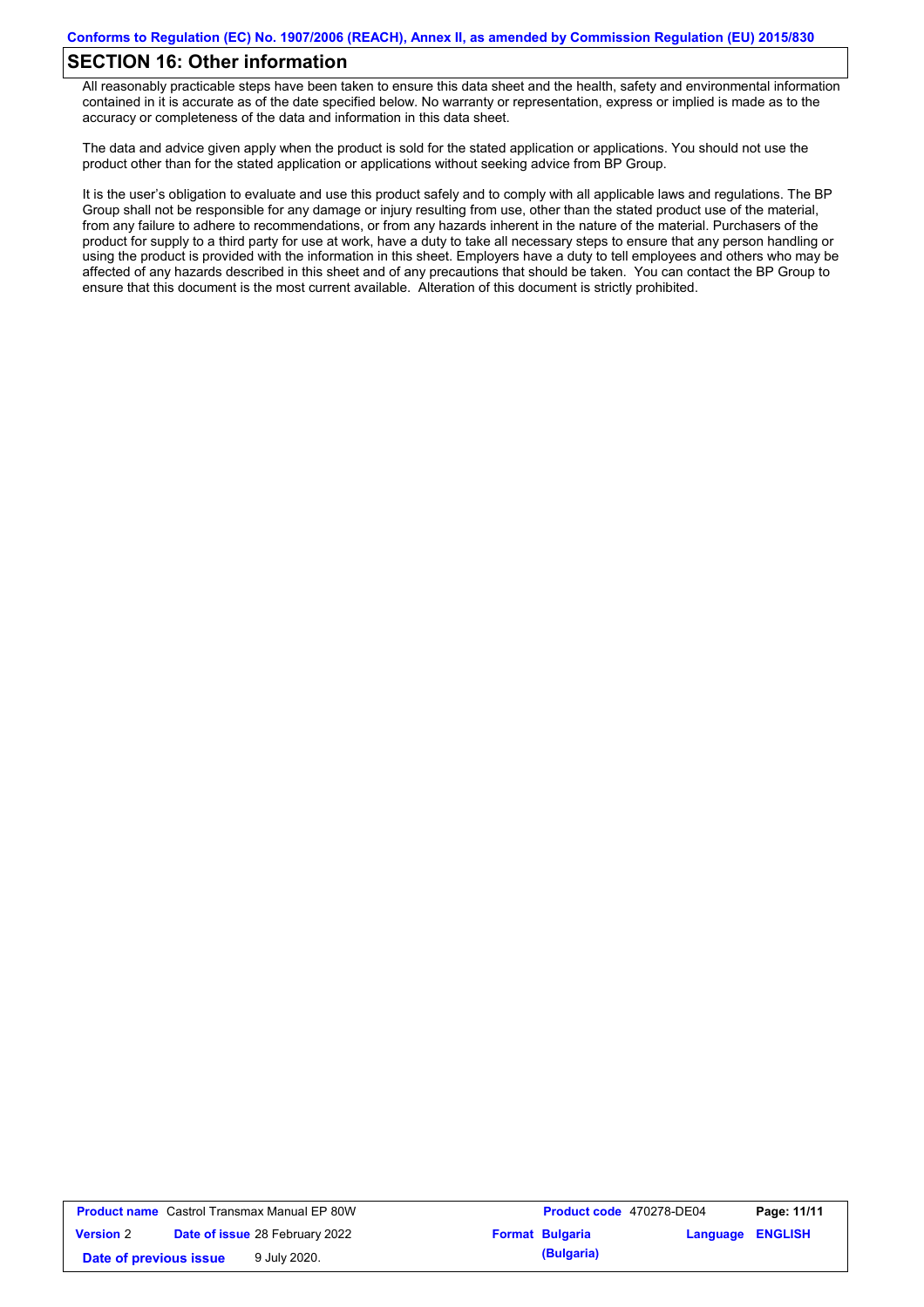## SECTION 16: Other information

All reasonably practicable steps have been taken to ensure this data sheet and the health, safety and environmental information contained in it is accurate as of the date specified below. No warranty or representation, express or implied is made as to the accuracy or completeness of the data and information in this data sheet.

The data and advice given apply when the product is sold for the stated application or applications. You should not use the product other than for the stated application or applications without seeking advice from BP Group.

It is the user's obligation to evaluate and use this product safely and to comply with all applicable laws and regulations. The BP Group shall not be responsible for any damage or injury resulting from use, other than the stated product use of the material, from any failure to adhere to recommendations, or from any hazards inherent in the nature of the material. Purchasers of the product for supply to a third party for use at work, have a duty to take all necessary steps to ensure that any person handling or using the product is provided with the information in this sheet. Employers have a duty to tell employees and others who may be affected of any hazards described in this sheet and of any precautions that should be taken. You can contact the BP Group to ensure that this document is the most current available. Alteration of this document is strictly prohibited.

| | | | |
|---|---|---|---|
| **Product name** Castrol Transmax Manual EP 80W | | **Product code** 470278-DE04 | |
| **Version** 2 | **Date of issue** 28 February 2022 | **Format Bulgaria (Bulgaria)** | **Language ENGLISH** |
| **Date of previous issue** | 9 July 2020. | | |